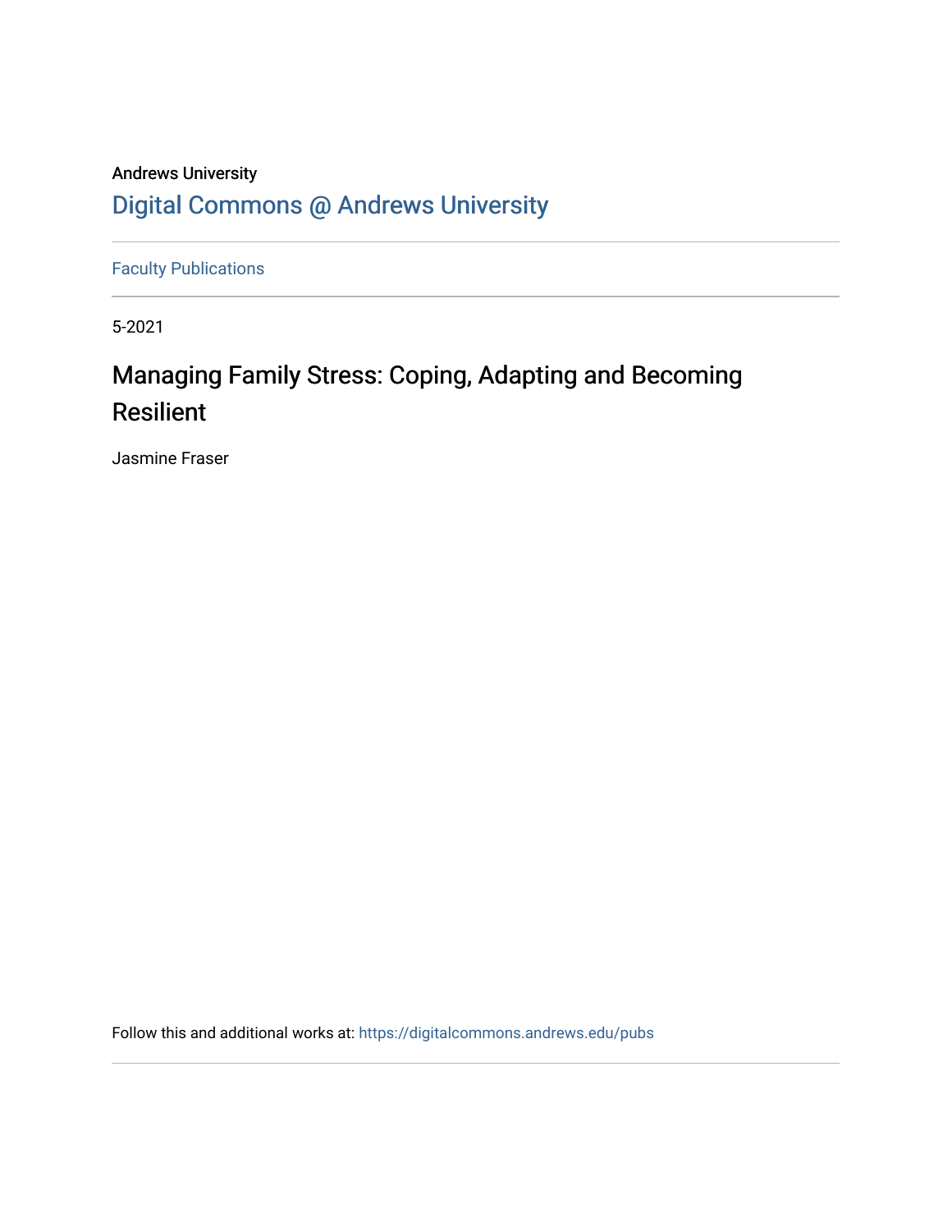Andrews University

Digital Commons @ Andrews University

Faculty Publications

5-2021

# Managing Family Stress: Coping, Adapting and Becoming Resilient

Jasmine Fraser

Follow this and additional works at: https://digitalcommons.andrews.edu/pubs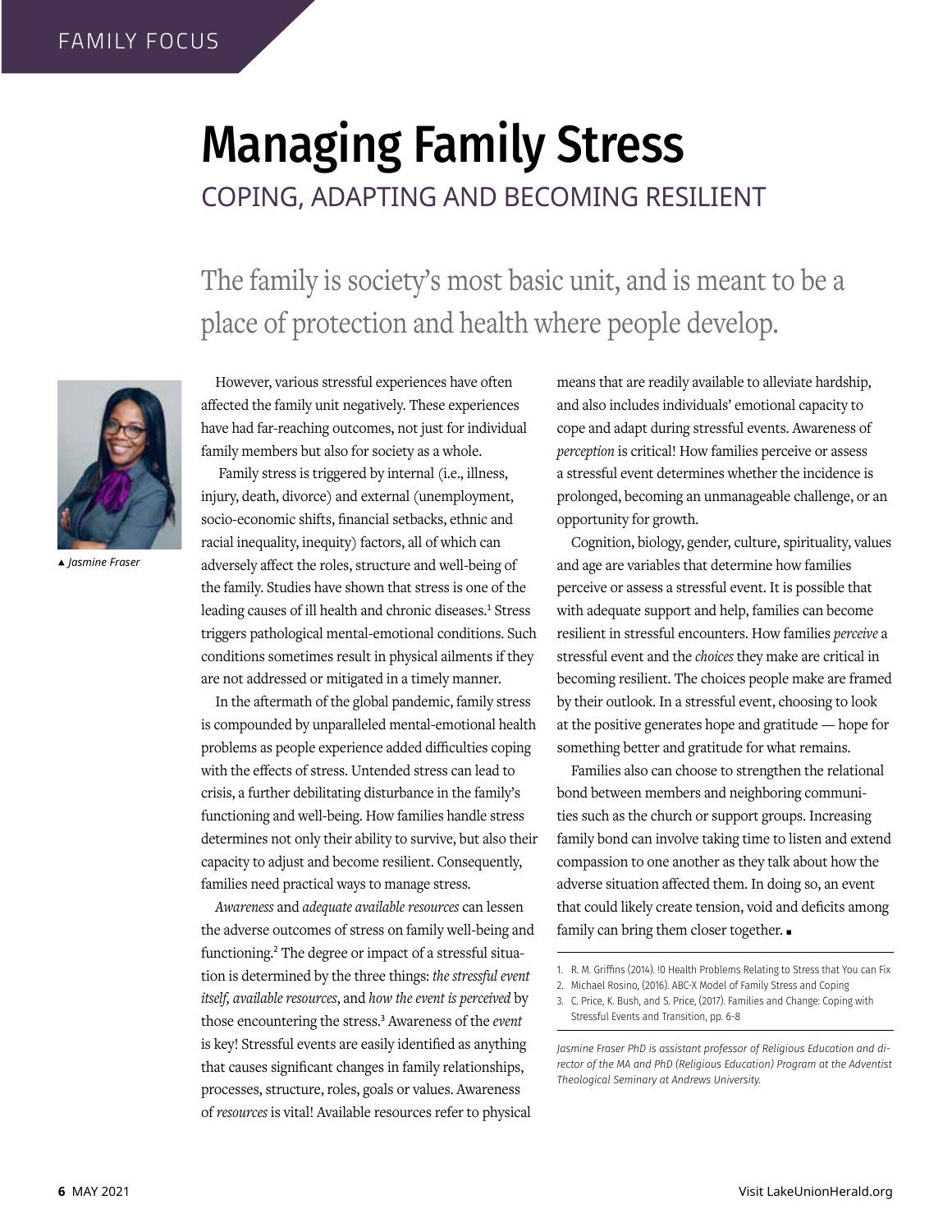FAMILY FOCUS

# Managing Family Stress

## COPING, ADAPTING AND BECOMING RESILIENT

The family is society's most basic unit, and is meant to be a place of protection and health where people develop.

▲ *Jasmine Fraser*

However, various stressful experiences have often affected the family unit negatively. These experiences have had far-reaching outcomes, not just for individual family members but also for society as a whole.

Family stress is triggered by internal (i.e., illness, injury, death, divorce) and external (unemployment, socio-economic shifts, financial setbacks, ethnic and racial inequality, inequity) factors, all of which can adversely affect the roles, structure and well-being of the family. Studies have shown that stress is one of the leading causes of ill health and chronic diseases.[1] Stress triggers pathological mental-emotional conditions. Such conditions sometimes result in physical ailments if they are not addressed or mitigated in a timely manner.

In the aftermath of the global pandemic, family stress is compounded by unparalleled mental-emotional health problems as people experience added difficulties coping with the effects of stress. Untended stress can lead to crisis, a further debilitating disturbance in the family's functioning and well-being. How families handle stress determines not only their ability to survive, but also their capacity to adjust and become resilient. Consequently, families need practical ways to manage stress.

*Awareness* and *adequate available resources* can lessen the adverse outcomes of stress on family well-being and functioning.[2] The degree or impact of a stressful situation is determined by the three things: *the stressful event itself, available resources*, and *how the event is perceived* by those encountering the stress.[3] Awareness of the *event* is key! Stressful events are easily identified as anything that causes significant changes in family relationships, processes, structure, roles, goals or values. Awareness of *resources* is vital! Available resources refer to physical means that are readily available to alleviate hardship, and also includes individuals' emotional capacity to cope and adapt during stressful events. Awareness of *perception* is critical! How families perceive or assess a stressful event determines whether the incidence is prolonged, becoming an unmanageable challenge, or an opportunity for growth.

Cognition, biology, gender, culture, spirituality, values and age are variables that determine how families perceive or assess a stressful event. It is possible that with adequate support and help, families can become resilient in stressful encounters. How families *perceive* a stressful event and the *choices* they make are critical in becoming resilient. The choices people make are framed by their outlook. In a stressful event, choosing to look at the positive generates hope and gratitude — hope for something better and gratitude for what remains.

Families also can choose to strengthen the relational bond between members and neighboring communities such as the church or support groups. Increasing family bond can involve taking time to listen and extend compassion to one another as they talk about how the adverse situation affected them. In doing so, an event that could likely create tension, void and deficits among family can bring them closer together. ■

1. R. M. Griffins (2014). !0 Health Problems Relating to Stress that You can Fix
2. Michael Rosino, (2016). ABC-X Model of Family Stress and Coping
3. C. Price, K. Bush, and S. Price, (2017). Families and Change: Coping with Stressful Events and Transition, pp. 6-8

*Jasmine Fraser PhD is assistant professor of Religious Education and director of the MA and PhD (Religious Education) Program at the Adventist Theological Seminary at Andrews University.*